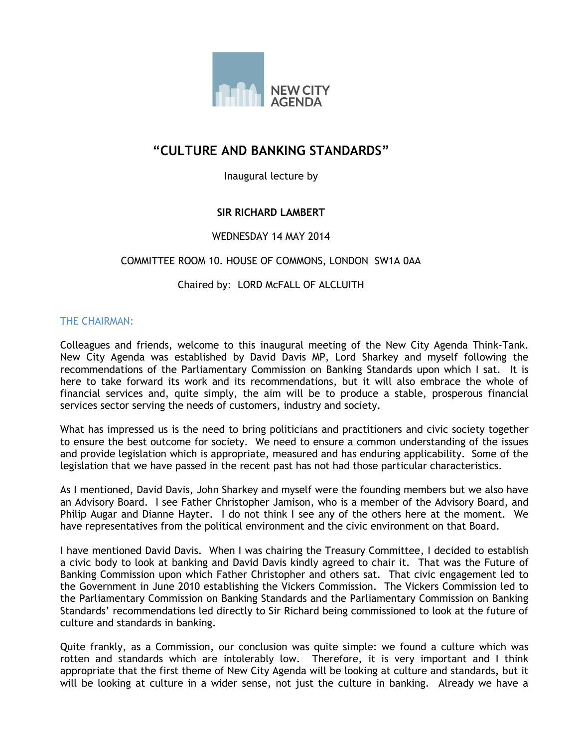NEW CITY AGENDA

# "CULTURE AND BANKING STANDARDS"

Inaugural lecture by

**SIR RICHARD LAMBERT**

WEDNESDAY 14 MAY 2014

COMMITTEE ROOM 10. HOUSE OF COMMONS, LONDON SW1A 0AA

Chaired by: LORD McFALL OF ALCLUITH

THE CHAIRMAN:

Colleagues and friends, welcome to this inaugural meeting of the New City Agenda Think-Tank. New City Agenda was established by David Davis MP, Lord Sharkey and myself following the recommendations of the Parliamentary Commission on Banking Standards upon which I sat. It is here to take forward its work and its recommendations, but it will also embrace the whole of financial services and, quite simply, the aim will be to produce a stable, prosperous financial services sector serving the needs of customers, industry and society.

What has impressed us is the need to bring politicians and practitioners and civic society together to ensure the best outcome for society. We need to ensure a common understanding of the issues and provide legislation which is appropriate, measured and has enduring applicability. Some of the legislation that we have passed in the recent past has not had those particular characteristics.

As I mentioned, David Davis, John Sharkey and myself were the founding members but we also have an Advisory Board. I see Father Christopher Jamison, who is a member of the Advisory Board, and Philip Augar and Dianne Hayter. I do not think I see any of the others here at the moment. We have representatives from the political environment and the civic environment on that Board.

I have mentioned David Davis. When I was chairing the Treasury Committee, I decided to establish a civic body to look at banking and David Davis kindly agreed to chair it. That was the Future of Banking Commission upon which Father Christopher and others sat. That civic engagement led to the Government in June 2010 establishing the Vickers Commission. The Vickers Commission led to the Parliamentary Commission on Banking Standards and the Parliamentary Commission on Banking Standards' recommendations led directly to Sir Richard being commissioned to look at the future of culture and standards in banking.

Quite frankly, as a Commission, our conclusion was quite simple: we found a culture which was rotten and standards which are intolerably low. Therefore, it is very important and I think appropriate that the first theme of New City Agenda will be looking at culture and standards, but it will be looking at culture in a wider sense, not just the culture in banking. Already we have a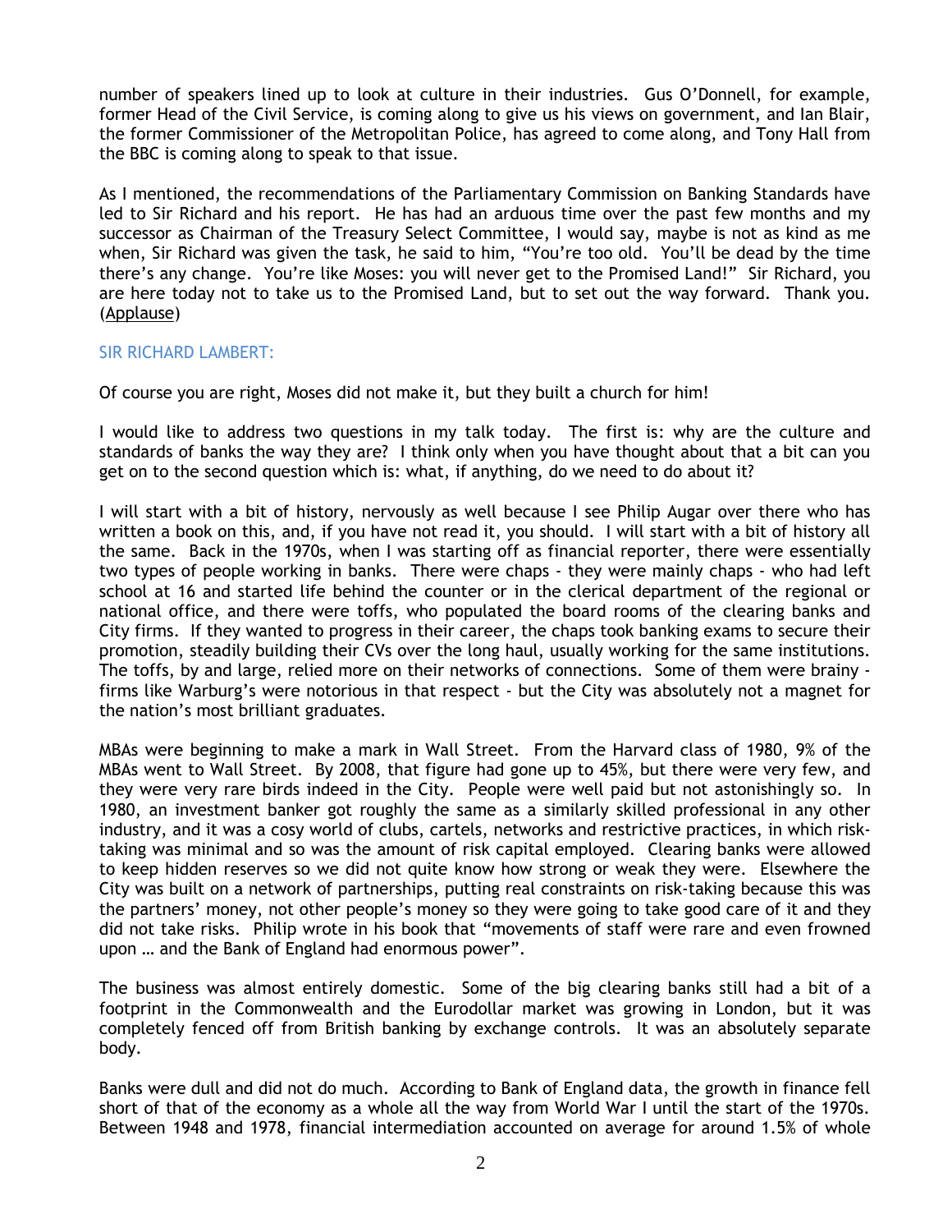number of speakers lined up to look at culture in their industries. Gus O'Donnell, for example, former Head of the Civil Service, is coming along to give us his views on government, and Ian Blair, the former Commissioner of the Metropolitan Police, has agreed to come along, and Tony Hall from the BBC is coming along to speak to that issue.

As I mentioned, the recommendations of the Parliamentary Commission on Banking Standards have led to Sir Richard and his report. He has had an arduous time over the past few months and my successor as Chairman of the Treasury Select Committee, I would say, maybe is not as kind as me when, Sir Richard was given the task, he said to him, "You're too old. You'll be dead by the time there's any change. You're like Moses: you will never get to the Promised Land!" Sir Richard, you are here today not to take us to the Promised Land, but to set out the way forward. Thank you. (Applause)

SIR RICHARD LAMBERT:

Of course you are right, Moses did not make it, but they built a church for him!

I would like to address two questions in my talk today. The first is: why are the culture and standards of banks the way they are? I think only when you have thought about that a bit can you get on to the second question which is: what, if anything, do we need to do about it?

I will start with a bit of history, nervously as well because I see Philip Augar over there who has written a book on this, and, if you have not read it, you should. I will start with a bit of history all the same. Back in the 1970s, when I was starting off as financial reporter, there were essentially two types of people working in banks. There were chaps - they were mainly chaps - who had left school at 16 and started life behind the counter or in the clerical department of the regional or national office, and there were toffs, who populated the board rooms of the clearing banks and City firms. If they wanted to progress in their career, the chaps took banking exams to secure their promotion, steadily building their CVs over the long haul, usually working for the same institutions. The toffs, by and large, relied more on their networks of connections. Some of them were brainy - firms like Warburg's were notorious in that respect - but the City was absolutely not a magnet for the nation's most brilliant graduates.

MBAs were beginning to make a mark in Wall Street. From the Harvard class of 1980, 9% of the MBAs went to Wall Street. By 2008, that figure had gone up to 45%, but there were very few, and they were very rare birds indeed in the City. People were well paid but not astonishingly so. In 1980, an investment banker got roughly the same as a similarly skilled professional in any other industry, and it was a cosy world of clubs, cartels, networks and restrictive practices, in which risk-taking was minimal and so was the amount of risk capital employed. Clearing banks were allowed to keep hidden reserves so we did not quite know how strong or weak they were. Elsewhere the City was built on a network of partnerships, putting real constraints on risk-taking because this was the partners' money, not other people's money so they were going to take good care of it and they did not take risks. Philip wrote in his book that "movements of staff were rare and even frowned upon … and the Bank of England had enormous power".

The business was almost entirely domestic. Some of the big clearing banks still had a bit of a footprint in the Commonwealth and the Eurodollar market was growing in London, but it was completely fenced off from British banking by exchange controls. It was an absolutely separate body.

Banks were dull and did not do much. According to Bank of England data, the growth in finance fell short of that of the economy as a whole all the way from World War I until the start of the 1970s. Between 1948 and 1978, financial intermediation accounted on average for around 1.5% of whole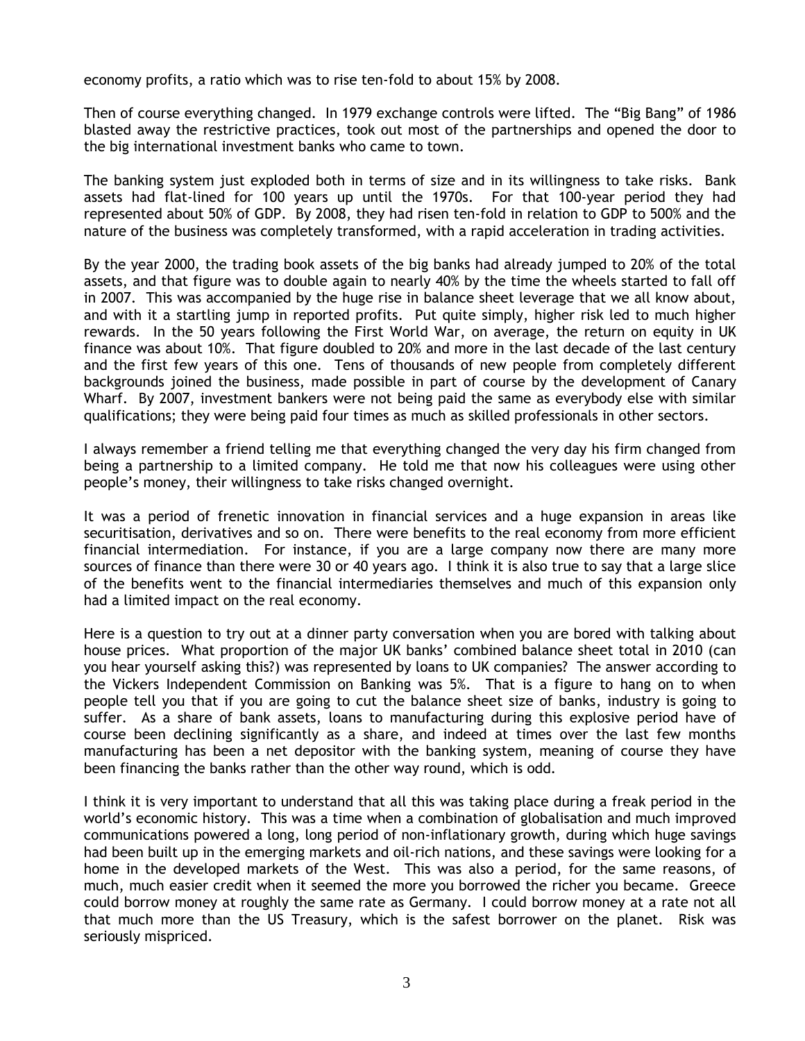economy profits, a ratio which was to rise ten-fold to about 15% by 2008.

Then of course everything changed. In 1979 exchange controls were lifted. The "Big Bang" of 1986 blasted away the restrictive practices, took out most of the partnerships and opened the door to the big international investment banks who came to town.

The banking system just exploded both in terms of size and in its willingness to take risks. Bank assets had flat-lined for 100 years up until the 1970s. For that 100-year period they had represented about 50% of GDP. By 2008, they had risen ten-fold in relation to GDP to 500% and the nature of the business was completely transformed, with a rapid acceleration in trading activities.

By the year 2000, the trading book assets of the big banks had already jumped to 20% of the total assets, and that figure was to double again to nearly 40% by the time the wheels started to fall off in 2007. This was accompanied by the huge rise in balance sheet leverage that we all know about, and with it a startling jump in reported profits. Put quite simply, higher risk led to much higher rewards. In the 50 years following the First World War, on average, the return on equity in UK finance was about 10%. That figure doubled to 20% and more in the last decade of the last century and the first few years of this one. Tens of thousands of new people from completely different backgrounds joined the business, made possible in part of course by the development of Canary Wharf. By 2007, investment bankers were not being paid the same as everybody else with similar qualifications; they were being paid four times as much as skilled professionals in other sectors.

I always remember a friend telling me that everything changed the very day his firm changed from being a partnership to a limited company. He told me that now his colleagues were using other people's money, their willingness to take risks changed overnight.

It was a period of frenetic innovation in financial services and a huge expansion in areas like securitisation, derivatives and so on. There were benefits to the real economy from more efficient financial intermediation. For instance, if you are a large company now there are many more sources of finance than there were 30 or 40 years ago. I think it is also true to say that a large slice of the benefits went to the financial intermediaries themselves and much of this expansion only had a limited impact on the real economy.

Here is a question to try out at a dinner party conversation when you are bored with talking about house prices. What proportion of the major UK banks' combined balance sheet total in 2010 (can you hear yourself asking this?) was represented by loans to UK companies? The answer according to the Vickers Independent Commission on Banking was 5%. That is a figure to hang on to when people tell you that if you are going to cut the balance sheet size of banks, industry is going to suffer. As a share of bank assets, loans to manufacturing during this explosive period have of course been declining significantly as a share, and indeed at times over the last few months manufacturing has been a net depositor with the banking system, meaning of course they have been financing the banks rather than the other way round, which is odd.

I think it is very important to understand that all this was taking place during a freak period in the world's economic history. This was a time when a combination of globalisation and much improved communications powered a long, long period of non-inflationary growth, during which huge savings had been built up in the emerging markets and oil-rich nations, and these savings were looking for a home in the developed markets of the West. This was also a period, for the same reasons, of much, much easier credit when it seemed the more you borrowed the richer you became. Greece could borrow money at roughly the same rate as Germany. I could borrow money at a rate not all that much more than the US Treasury, which is the safest borrower on the planet. Risk was seriously mispriced.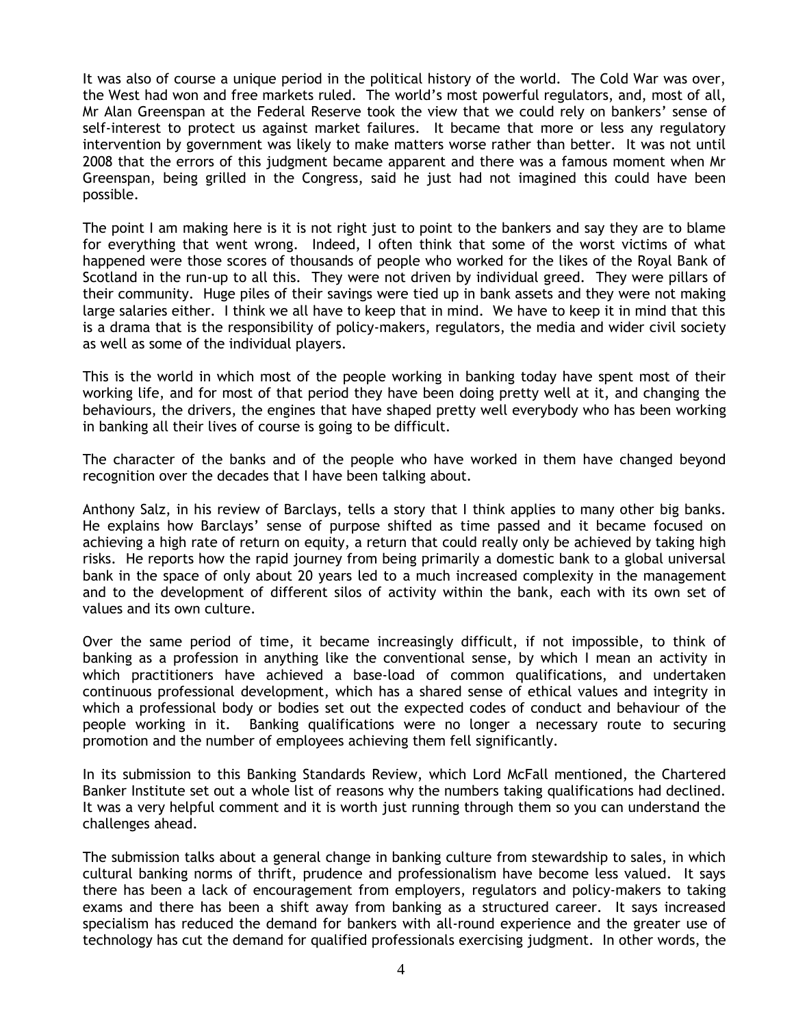It was also of course a unique period in the political history of the world. The Cold War was over, the West had won and free markets ruled. The world's most powerful regulators, and, most of all, Mr Alan Greenspan at the Federal Reserve took the view that we could rely on bankers' sense of self-interest to protect us against market failures. It became that more or less any regulatory intervention by government was likely to make matters worse rather than better. It was not until 2008 that the errors of this judgment became apparent and there was a famous moment when Mr Greenspan, being grilled in the Congress, said he just had not imagined this could have been possible.

The point I am making here is it is not right just to point to the bankers and say they are to blame for everything that went wrong. Indeed, I often think that some of the worst victims of what happened were those scores of thousands of people who worked for the likes of the Royal Bank of Scotland in the run-up to all this. They were not driven by individual greed. They were pillars of their community. Huge piles of their savings were tied up in bank assets and they were not making large salaries either. I think we all have to keep that in mind. We have to keep it in mind that this is a drama that is the responsibility of policy-makers, regulators, the media and wider civil society as well as some of the individual players.

This is the world in which most of the people working in banking today have spent most of their working life, and for most of that period they have been doing pretty well at it, and changing the behaviours, the drivers, the engines that have shaped pretty well everybody who has been working in banking all their lives of course is going to be difficult.

The character of the banks and of the people who have worked in them have changed beyond recognition over the decades that I have been talking about.

Anthony Salz, in his review of Barclays, tells a story that I think applies to many other big banks. He explains how Barclays' sense of purpose shifted as time passed and it became focused on achieving a high rate of return on equity, a return that could really only be achieved by taking high risks. He reports how the rapid journey from being primarily a domestic bank to a global universal bank in the space of only about 20 years led to a much increased complexity in the management and to the development of different silos of activity within the bank, each with its own set of values and its own culture.

Over the same period of time, it became increasingly difficult, if not impossible, to think of banking as a profession in anything like the conventional sense, by which I mean an activity in which practitioners have achieved a base-load of common qualifications, and undertaken continuous professional development, which has a shared sense of ethical values and integrity in which a professional body or bodies set out the expected codes of conduct and behaviour of the people working in it. Banking qualifications were no longer a necessary route to securing promotion and the number of employees achieving them fell significantly.

In its submission to this Banking Standards Review, which Lord McFall mentioned, the Chartered Banker Institute set out a whole list of reasons why the numbers taking qualifications had declined. It was a very helpful comment and it is worth just running through them so you can understand the challenges ahead.

The submission talks about a general change in banking culture from stewardship to sales, in which cultural banking norms of thrift, prudence and professionalism have become less valued. It says there has been a lack of encouragement from employers, regulators and policy-makers to taking exams and there has been a shift away from banking as a structured career. It says increased specialism has reduced the demand for bankers with all-round experience and the greater use of technology has cut the demand for qualified professionals exercising judgment. In other words, the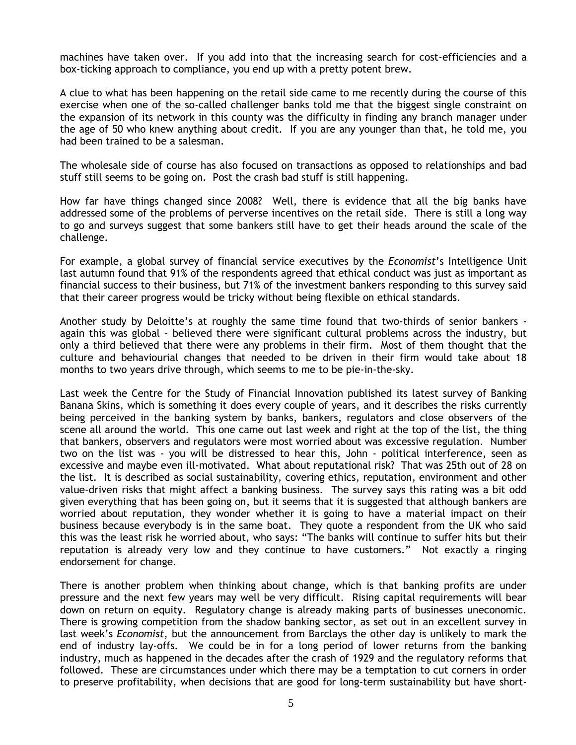machines have taken over. If you add into that the increasing search for cost-efficiencies and a box-ticking approach to compliance, you end up with a pretty potent brew.

A clue to what has been happening on the retail side came to me recently during the course of this exercise when one of the so-called challenger banks told me that the biggest single constraint on the expansion of its network in this county was the difficulty in finding any branch manager under the age of 50 who knew anything about credit. If you are any younger than that, he told me, you had been trained to be a salesman.

The wholesale side of course has also focused on transactions as opposed to relationships and bad stuff still seems to be going on. Post the crash bad stuff is still happening.

How far have things changed since 2008? Well, there is evidence that all the big banks have addressed some of the problems of perverse incentives on the retail side. There is still a long way to go and surveys suggest that some bankers still have to get their heads around the scale of the challenge.

For example, a global survey of financial service executives by the *Economist*'s Intelligence Unit last autumn found that 91% of the respondents agreed that ethical conduct was just as important as financial success to their business, but 71% of the investment bankers responding to this survey said that their career progress would be tricky without being flexible on ethical standards.

Another study by Deloitte's at roughly the same time found that two-thirds of senior bankers - again this was global - believed there were significant cultural problems across the industry, but only a third believed that there were any problems in their firm. Most of them thought that the culture and behaviourial changes that needed to be driven in their firm would take about 18 months to two years drive through, which seems to me to be pie-in-the-sky.

Last week the Centre for the Study of Financial Innovation published its latest survey of Banking Banana Skins, which is something it does every couple of years, and it describes the risks currently being perceived in the banking system by banks, bankers, regulators and close observers of the scene all around the world. This one came out last week and right at the top of the list, the thing that bankers, observers and regulators were most worried about was excessive regulation. Number two on the list was - you will be distressed to hear this, John - political interference, seen as excessive and maybe even ill-motivated. What about reputational risk? That was 25th out of 28 on the list. It is described as social sustainability, covering ethics, reputation, environment and other value-driven risks that might affect a banking business. The survey says this rating was a bit odd given everything that has been going on, but it seems that it is suggested that although bankers are worried about reputation, they wonder whether it is going to have a material impact on their business because everybody is in the same boat. They quote a respondent from the UK who said this was the least risk he worried about, who says: "The banks will continue to suffer hits but their reputation is already very low and they continue to have customers." Not exactly a ringing endorsement for change.

There is another problem when thinking about change, which is that banking profits are under pressure and the next few years may well be very difficult. Rising capital requirements will bear down on return on equity. Regulatory change is already making parts of businesses uneconomic. There is growing competition from the shadow banking sector, as set out in an excellent survey in last week's *Economist*, but the announcement from Barclays the other day is unlikely to mark the end of industry lay-offs. We could be in for a long period of lower returns from the banking industry, much as happened in the decades after the crash of 1929 and the regulatory reforms that followed. These are circumstances under which there may be a temptation to cut corners in order to preserve profitability, when decisions that are good for long-term sustainability but have short-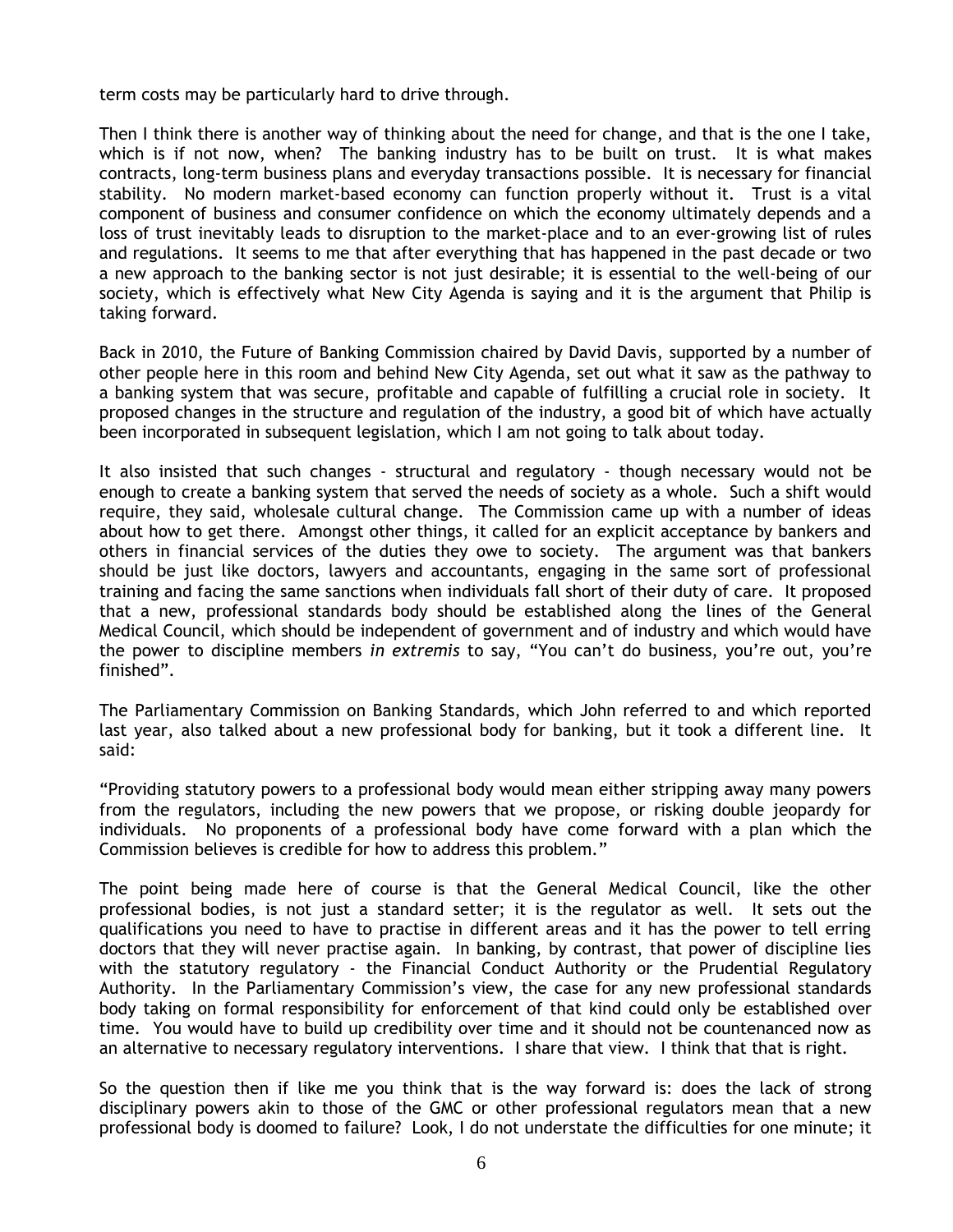term costs may be particularly hard to drive through.

Then I think there is another way of thinking about the need for change, and that is the one I take, which is if not now, when? The banking industry has to be built on trust. It is what makes contracts, long-term business plans and everyday transactions possible. It is necessary for financial stability. No modern market-based economy can function properly without it. Trust is a vital component of business and consumer confidence on which the economy ultimately depends and a loss of trust inevitably leads to disruption to the market-place and to an ever-growing list of rules and regulations. It seems to me that after everything that has happened in the past decade or two a new approach to the banking sector is not just desirable; it is essential to the well-being of our society, which is effectively what New City Agenda is saying and it is the argument that Philip is taking forward.

Back in 2010, the Future of Banking Commission chaired by David Davis, supported by a number of other people here in this room and behind New City Agenda, set out what it saw as the pathway to a banking system that was secure, profitable and capable of fulfilling a crucial role in society. It proposed changes in the structure and regulation of the industry, a good bit of which have actually been incorporated in subsequent legislation, which I am not going to talk about today.

It also insisted that such changes - structural and regulatory - though necessary would not be enough to create a banking system that served the needs of society as a whole. Such a shift would require, they said, wholesale cultural change. The Commission came up with a number of ideas about how to get there. Amongst other things, it called for an explicit acceptance by bankers and others in financial services of the duties they owe to society. The argument was that bankers should be just like doctors, lawyers and accountants, engaging in the same sort of professional training and facing the same sanctions when individuals fall short of their duty of care. It proposed that a new, professional standards body should be established along the lines of the General Medical Council, which should be independent of government and of industry and which would have the power to discipline members *in extremis* to say, "You can't do business, you're out, you're finished".

The Parliamentary Commission on Banking Standards, which John referred to and which reported last year, also talked about a new professional body for banking, but it took a different line. It said:

"Providing statutory powers to a professional body would mean either stripping away many powers from the regulators, including the new powers that we propose, or risking double jeopardy for individuals. No proponents of a professional body have come forward with a plan which the Commission believes is credible for how to address this problem."

The point being made here of course is that the General Medical Council, like the other professional bodies, is not just a standard setter; it is the regulator as well. It sets out the qualifications you need to have to practise in different areas and it has the power to tell erring doctors that they will never practise again. In banking, by contrast, that power of discipline lies with the statutory regulatory - the Financial Conduct Authority or the Prudential Regulatory Authority. In the Parliamentary Commission's view, the case for any new professional standards body taking on formal responsibility for enforcement of that kind could only be established over time. You would have to build up credibility over time and it should not be countenanced now as an alternative to necessary regulatory interventions. I share that view. I think that that is right.

So the question then if like me you think that is the way forward is: does the lack of strong disciplinary powers akin to those of the GMC or other professional regulators mean that a new professional body is doomed to failure? Look, I do not understate the difficulties for one minute; it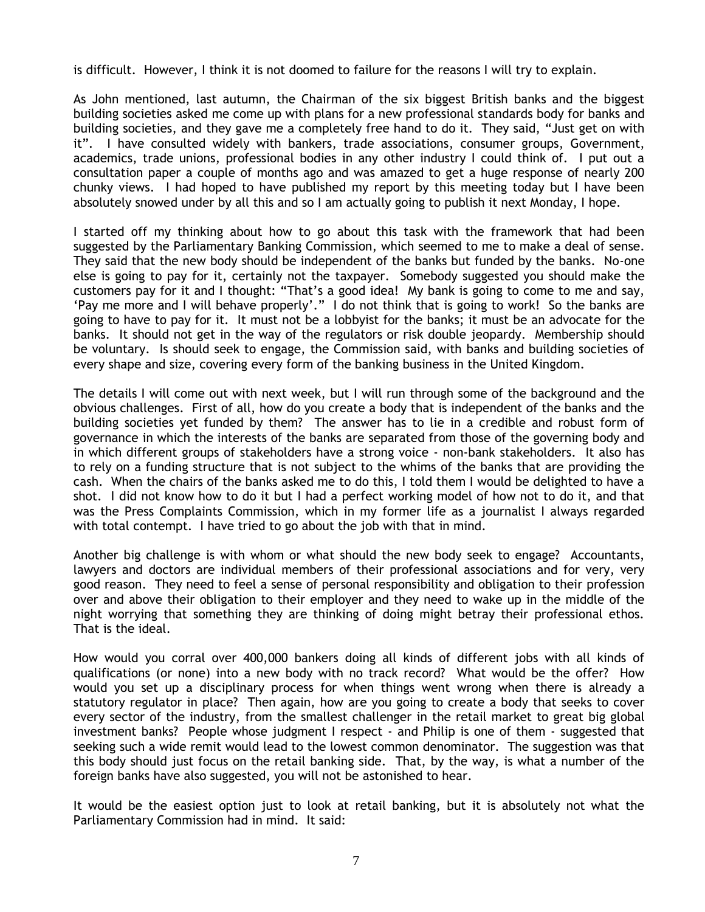is difficult. However, I think it is not doomed to failure for the reasons I will try to explain.

As John mentioned, last autumn, the Chairman of the six biggest British banks and the biggest building societies asked me come up with plans for a new professional standards body for banks and building societies, and they gave me a completely free hand to do it. They said, "Just get on with it". I have consulted widely with bankers, trade associations, consumer groups, Government, academics, trade unions, professional bodies in any other industry I could think of. I put out a consultation paper a couple of months ago and was amazed to get a huge response of nearly 200 chunky views. I had hoped to have published my report by this meeting today but I have been absolutely snowed under by all this and so I am actually going to publish it next Monday, I hope.

I started off my thinking about how to go about this task with the framework that had been suggested by the Parliamentary Banking Commission, which seemed to me to make a deal of sense. They said that the new body should be independent of the banks but funded by the banks. No-one else is going to pay for it, certainly not the taxpayer. Somebody suggested you should make the customers pay for it and I thought: "That's a good idea! My bank is going to come to me and say, 'Pay me more and I will behave properly'." I do not think that is going to work! So the banks are going to have to pay for it. It must not be a lobbyist for the banks; it must be an advocate for the banks. It should not get in the way of the regulators or risk double jeopardy. Membership should be voluntary. Is should seek to engage, the Commission said, with banks and building societies of every shape and size, covering every form of the banking business in the United Kingdom.

The details I will come out with next week, but I will run through some of the background and the obvious challenges. First of all, how do you create a body that is independent of the banks and the building societies yet funded by them? The answer has to lie in a credible and robust form of governance in which the interests of the banks are separated from those of the governing body and in which different groups of stakeholders have a strong voice - non-bank stakeholders. It also has to rely on a funding structure that is not subject to the whims of the banks that are providing the cash. When the chairs of the banks asked me to do this, I told them I would be delighted to have a shot. I did not know how to do it but I had a perfect working model of how not to do it, and that was the Press Complaints Commission, which in my former life as a journalist I always regarded with total contempt. I have tried to go about the job with that in mind.

Another big challenge is with whom or what should the new body seek to engage? Accountants, lawyers and doctors are individual members of their professional associations and for very, very good reason. They need to feel a sense of personal responsibility and obligation to their profession over and above their obligation to their employer and they need to wake up in the middle of the night worrying that something they are thinking of doing might betray their professional ethos. That is the ideal.

How would you corral over 400,000 bankers doing all kinds of different jobs with all kinds of qualifications (or none) into a new body with no track record? What would be the offer? How would you set up a disciplinary process for when things went wrong when there is already a statutory regulator in place? Then again, how are you going to create a body that seeks to cover every sector of the industry, from the smallest challenger in the retail market to great big global investment banks? People whose judgment I respect - and Philip is one of them - suggested that seeking such a wide remit would lead to the lowest common denominator. The suggestion was that this body should just focus on the retail banking side. That, by the way, is what a number of the foreign banks have also suggested, you will not be astonished to hear.

It would be the easiest option just to look at retail banking, but it is absolutely not what the Parliamentary Commission had in mind. It said: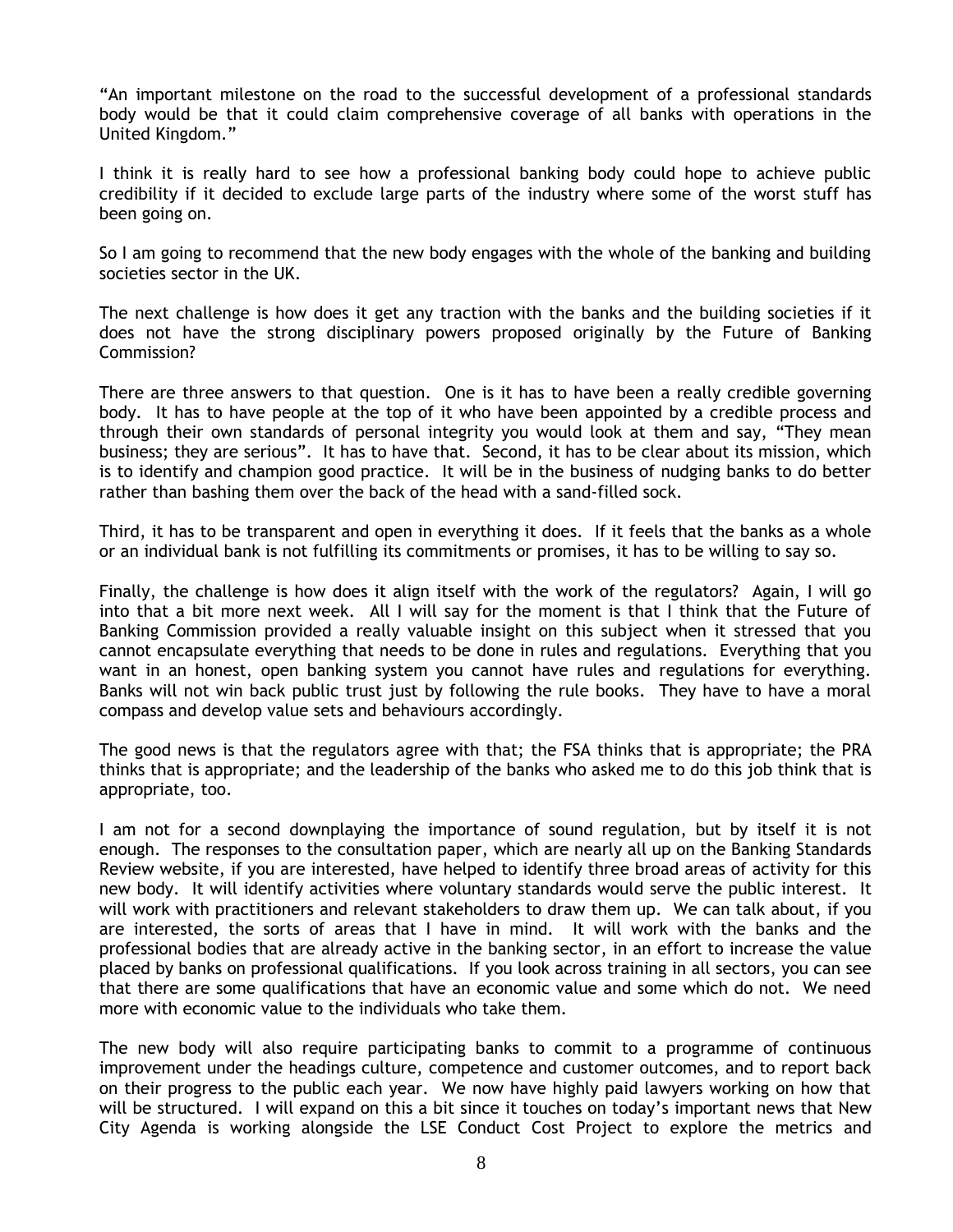"An important milestone on the road to the successful development of a professional standards body would be that it could claim comprehensive coverage of all banks with operations in the United Kingdom."

I think it is really hard to see how a professional banking body could hope to achieve public credibility if it decided to exclude large parts of the industry where some of the worst stuff has been going on.

So I am going to recommend that the new body engages with the whole of the banking and building societies sector in the UK.

The next challenge is how does it get any traction with the banks and the building societies if it does not have the strong disciplinary powers proposed originally by the Future of Banking Commission?

There are three answers to that question. One is it has to have been a really credible governing body. It has to have people at the top of it who have been appointed by a credible process and through their own standards of personal integrity you would look at them and say, "They mean business; they are serious". It has to have that. Second, it has to be clear about its mission, which is to identify and champion good practice. It will be in the business of nudging banks to do better rather than bashing them over the back of the head with a sand-filled sock.

Third, it has to be transparent and open in everything it does. If it feels that the banks as a whole or an individual bank is not fulfilling its commitments or promises, it has to be willing to say so.

Finally, the challenge is how does it align itself with the work of the regulators? Again, I will go into that a bit more next week. All I will say for the moment is that I think that the Future of Banking Commission provided a really valuable insight on this subject when it stressed that you cannot encapsulate everything that needs to be done in rules and regulations. Everything that you want in an honest, open banking system you cannot have rules and regulations for everything. Banks will not win back public trust just by following the rule books. They have to have a moral compass and develop value sets and behaviours accordingly.

The good news is that the regulators agree with that; the FSA thinks that is appropriate; the PRA thinks that is appropriate; and the leadership of the banks who asked me to do this job think that is appropriate, too.

I am not for a second downplaying the importance of sound regulation, but by itself it is not enough. The responses to the consultation paper, which are nearly all up on the Banking Standards Review website, if you are interested, have helped to identify three broad areas of activity for this new body. It will identify activities where voluntary standards would serve the public interest. It will work with practitioners and relevant stakeholders to draw them up. We can talk about, if you are interested, the sorts of areas that I have in mind. It will work with the banks and the professional bodies that are already active in the banking sector, in an effort to increase the value placed by banks on professional qualifications. If you look across training in all sectors, you can see that there are some qualifications that have an economic value and some which do not. We need more with economic value to the individuals who take them.

The new body will also require participating banks to commit to a programme of continuous improvement under the headings culture, competence and customer outcomes, and to report back on their progress to the public each year. We now have highly paid lawyers working on how that will be structured. I will expand on this a bit since it touches on today's important news that New City Agenda is working alongside the LSE Conduct Cost Project to explore the metrics and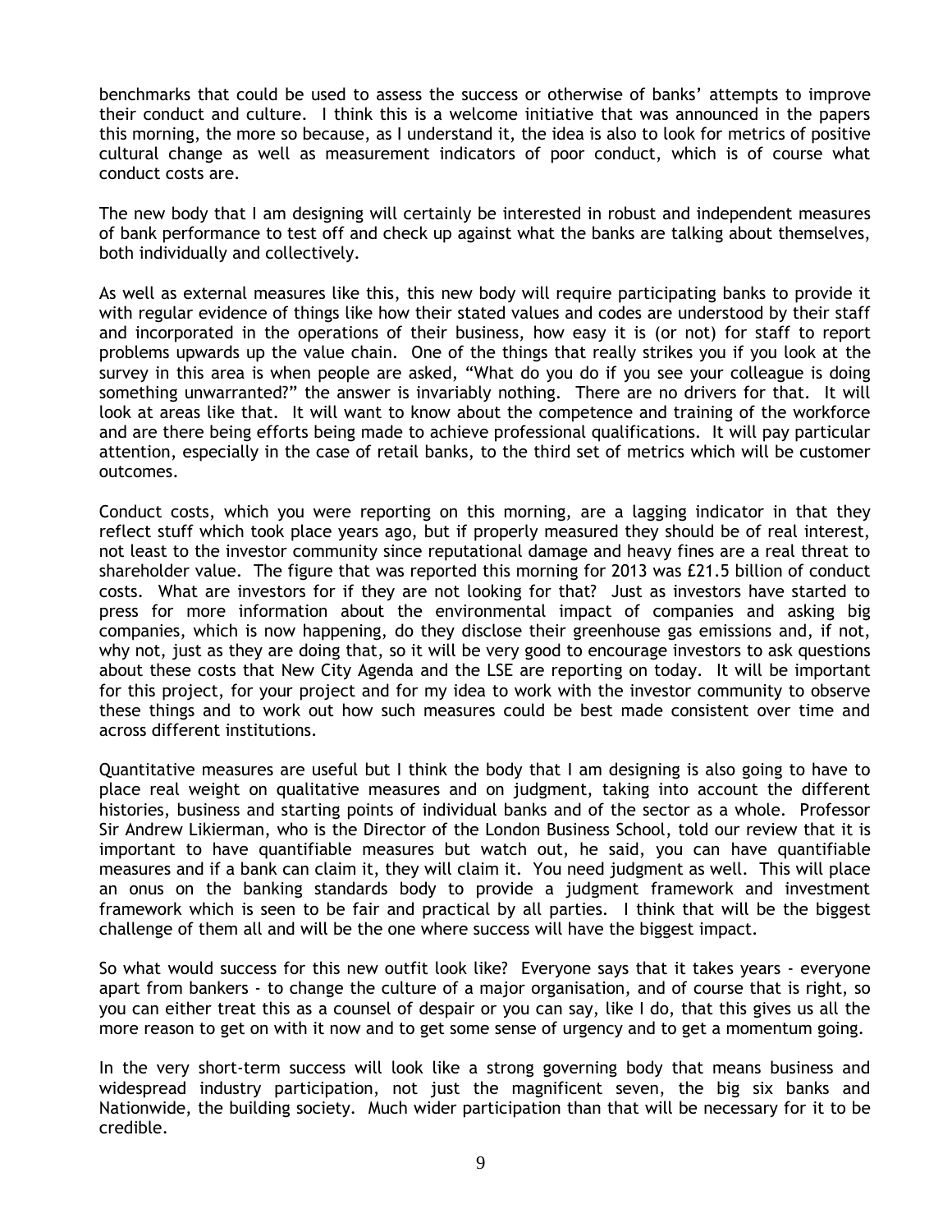benchmarks that could be used to assess the success or otherwise of banks' attempts to improve their conduct and culture. I think this is a welcome initiative that was announced in the papers this morning, the more so because, as I understand it, the idea is also to look for metrics of positive cultural change as well as measurement indicators of poor conduct, which is of course what conduct costs are.

The new body that I am designing will certainly be interested in robust and independent measures of bank performance to test off and check up against what the banks are talking about themselves, both individually and collectively.

As well as external measures like this, this new body will require participating banks to provide it with regular evidence of things like how their stated values and codes are understood by their staff and incorporated in the operations of their business, how easy it is (or not) for staff to report problems upwards up the value chain. One of the things that really strikes you if you look at the survey in this area is when people are asked, "What do you do if you see your colleague is doing something unwarranted?" the answer is invariably nothing. There are no drivers for that. It will look at areas like that. It will want to know about the competence and training of the workforce and are there being efforts being made to achieve professional qualifications. It will pay particular attention, especially in the case of retail banks, to the third set of metrics which will be customer outcomes.

Conduct costs, which you were reporting on this morning, are a lagging indicator in that they reflect stuff which took place years ago, but if properly measured they should be of real interest, not least to the investor community since reputational damage and heavy fines are a real threat to shareholder value. The figure that was reported this morning for 2013 was £21.5 billion of conduct costs. What are investors for if they are not looking for that? Just as investors have started to press for more information about the environmental impact of companies and asking big companies, which is now happening, do they disclose their greenhouse gas emissions and, if not, why not, just as they are doing that, so it will be very good to encourage investors to ask questions about these costs that New City Agenda and the LSE are reporting on today. It will be important for this project, for your project and for my idea to work with the investor community to observe these things and to work out how such measures could be best made consistent over time and across different institutions.

Quantitative measures are useful but I think the body that I am designing is also going to have to place real weight on qualitative measures and on judgment, taking into account the different histories, business and starting points of individual banks and of the sector as a whole. Professor Sir Andrew Likierman, who is the Director of the London Business School, told our review that it is important to have quantifiable measures but watch out, he said, you can have quantifiable measures and if a bank can claim it, they will claim it. You need judgment as well. This will place an onus on the banking standards body to provide a judgment framework and investment framework which is seen to be fair and practical by all parties. I think that will be the biggest challenge of them all and will be the one where success will have the biggest impact.

So what would success for this new outfit look like? Everyone says that it takes years - everyone apart from bankers - to change the culture of a major organisation, and of course that is right, so you can either treat this as a counsel of despair or you can say, like I do, that this gives us all the more reason to get on with it now and to get some sense of urgency and to get a momentum going.

In the very short-term success will look like a strong governing body that means business and widespread industry participation, not just the magnificent seven, the big six banks and Nationwide, the building society. Much wider participation than that will be necessary for it to be credible.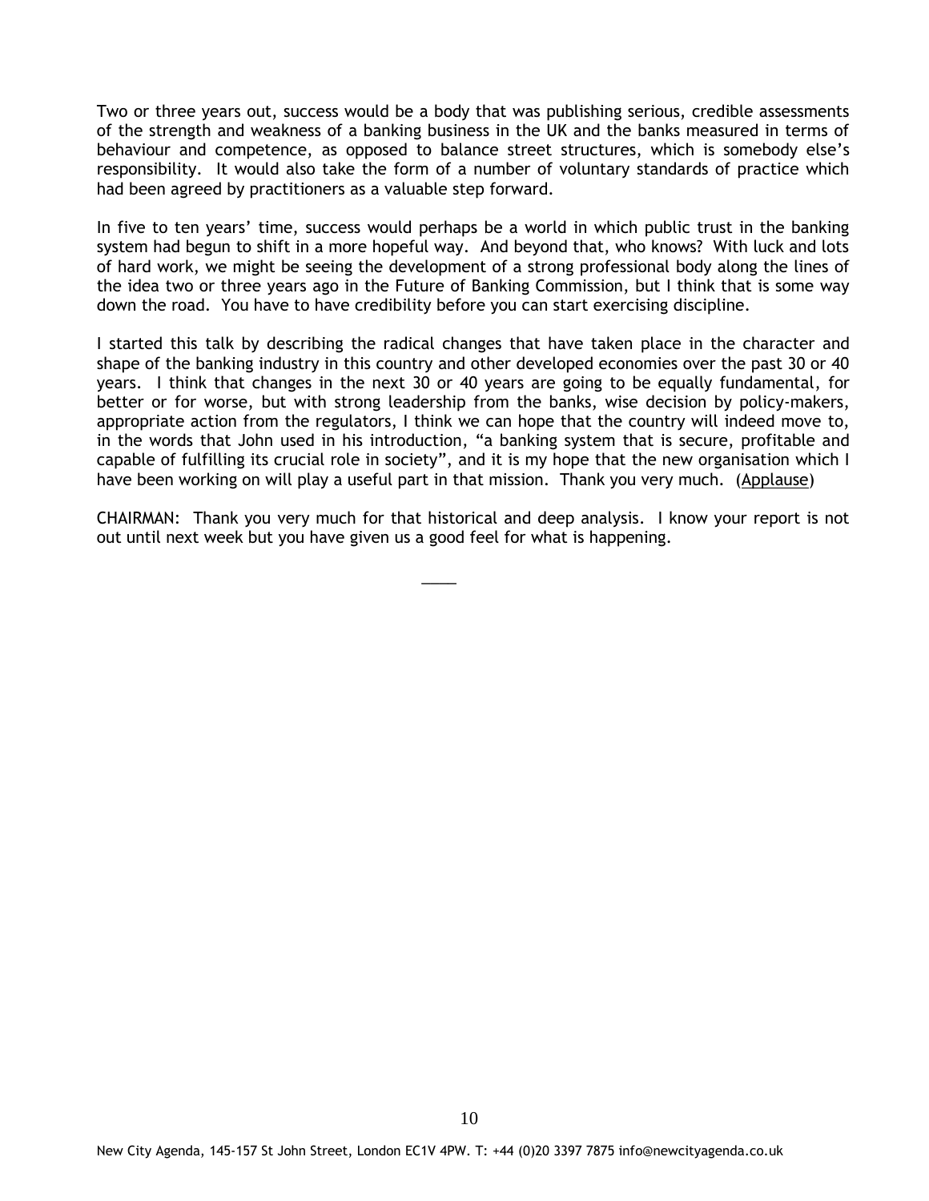Two or three years out, success would be a body that was publishing serious, credible assessments of the strength and weakness of a banking business in the UK and the banks measured in terms of behaviour and competence, as opposed to balance street structures, which is somebody else's responsibility. It would also take the form of a number of voluntary standards of practice which had been agreed by practitioners as a valuable step forward.

In five to ten years' time, success would perhaps be a world in which public trust in the banking system had begun to shift in a more hopeful way. And beyond that, who knows? With luck and lots of hard work, we might be seeing the development of a strong professional body along the lines of the idea two or three years ago in the Future of Banking Commission, but I think that is some way down the road. You have to have credibility before you can start exercising discipline.

I started this talk by describing the radical changes that have taken place in the character and shape of the banking industry in this country and other developed economies over the past 30 or 40 years. I think that changes in the next 30 or 40 years are going to be equally fundamental, for better or for worse, but with strong leadership from the banks, wise decision by policy-makers, appropriate action from the regulators, I think we can hope that the country will indeed move to, in the words that John used in his introduction, "a banking system that is secure, profitable and capable of fulfilling its crucial role in society", and it is my hope that the new organisation which I have been working on will play a useful part in that mission. Thank you very much. (Applause)

CHAIRMAN: Thank you very much for that historical and deep analysis. I know your report is not out until next week but you have given us a good feel for what is happening.

\_\_\_\_